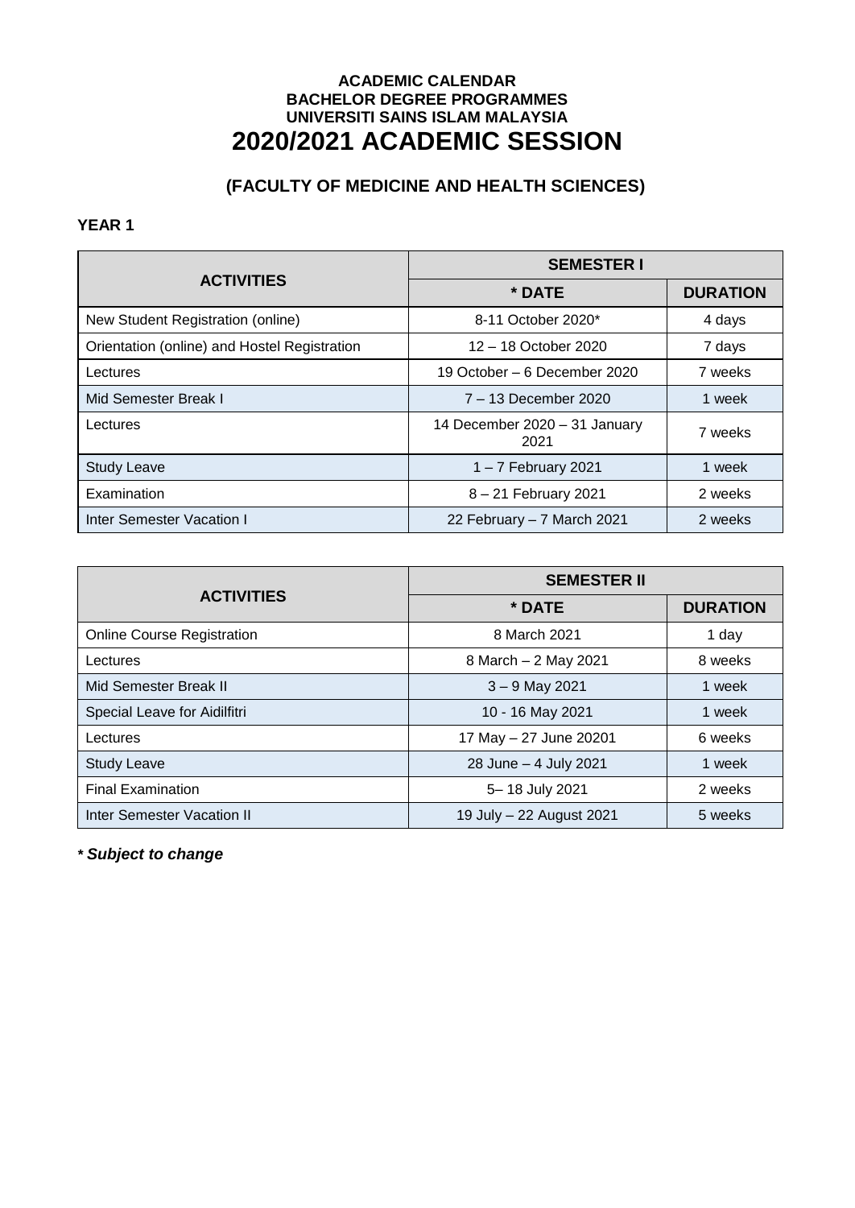**ACADEMIC CALENDAR**
**BACHELOR DEGREE PROGRAMMES**
**UNIVERSITI SAINS ISLAM MALAYSIA**

# 2020/2021 ACADEMIC SESSION

## (FACULTY OF MEDICINE AND HEALTH SCIENCES)

### YEAR 1

| ACTIVITIES | SEMESTER I | |
|---|---|---|
| | * DATE | DURATION |
| New Student Registration (online) | 8-11 October 2020* | 4 days |
| Orientation (online) and Hostel Registration | 12 – 18 October 2020 | 7 days |
| Lectures | 19 October – 6 December 2020 | 7 weeks |
| Mid Semester Break I | 7 – 13 December 2020 | 1 week |
| Lectures | 14 December 2020 – 31 January 2021 | 7 weeks |
| Study Leave | 1 – 7 February 2021 | 1 week |
| Examination | 8 – 21 February 2021 | 2 weeks |
| Inter Semester Vacation I | 22 February – 7 March 2021 | 2 weeks |

| ACTIVITIES | SEMESTER II | |
|---|---|---|
| | * DATE | DURATION |
| Online Course Registration | 8 March 2021 | 1 day |
| Lectures | 8 March – 2 May 2021 | 8 weeks |
| Mid Semester Break II | 3 – 9 May 2021 | 1 week |
| Special Leave for Aidilfitri | 10 - 16 May 2021 | 1 week |
| Lectures | 17 May – 27 June 20201 | 6 weeks |
| Study Leave | 28 June – 4 July 2021 | 1 week |
| Final Examination | 5– 18 July 2021 | 2 weeks |
| Inter Semester Vacation II | 19 July – 22 August 2021 | 5 weeks |

***** ***Subject to change***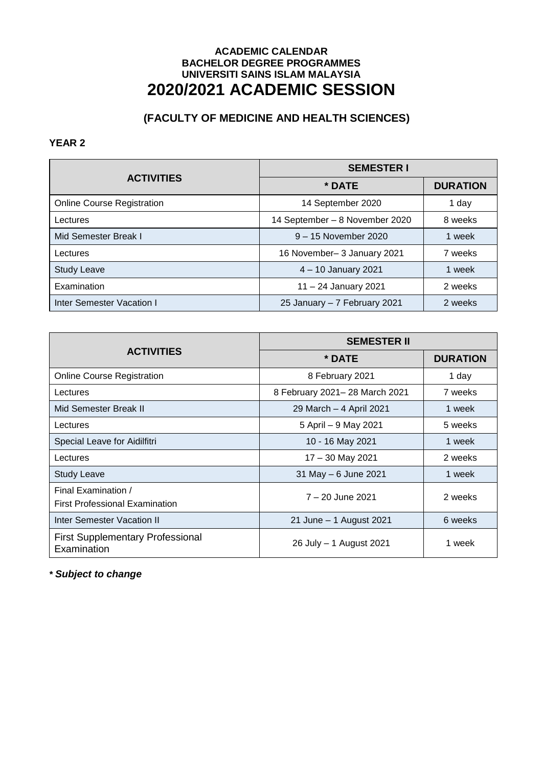**ACADEMIC CALENDAR**
**BACHELOR DEGREE PROGRAMMES**
**UNIVERSITI SAINS ISLAM MALAYSIA**

# 2020/2021 ACADEMIC SESSION

## (FACULTY OF MEDICINE AND HEALTH SCIENCES)

**YEAR 2**

| ACTIVITIES | SEMESTER I | |
|---|---|---|
| | * DATE | DURATION |
| Online Course Registration | 14 September 2020 | 1 day |
| Lectures | 14 September – 8 November 2020 | 8 weeks |
| Mid Semester Break I | 9 – 15 November 2020 | 1 week |
| Lectures | 16 November– 3 January 2021 | 7 weeks |
| Study Leave | 4 – 10 January 2021 | 1 week |
| Examination | 11 – 24 January 2021 | 2 weeks |
| Inter Semester Vacation I | 25 January – 7 February 2021 | 2 weeks |

| ACTIVITIES | SEMESTER II | |
|---|---|---|
| | * DATE | DURATION |
| Online Course Registration | 8 February 2021 | 1 day |
| Lectures | 8 February 2021– 28 March 2021 | 7 weeks |
| Mid Semester Break II | 29 March – 4 April 2021 | 1 week |
| Lectures | 5 April – 9 May 2021 | 5 weeks |
| Special Leave for Aidilfitri | 10 - 16 May 2021 | 1 week |
| Lectures | 17 – 30 May 2021 | 2 weeks |
| Study Leave | 31 May – 6 June 2021 | 1 week |
| Final Examination / First Professional Examination | 7 – 20 June 2021 | 2 weeks |
| Inter Semester Vacation II | 21 June – 1 August 2021 | 6 weeks |
| First Supplementary Professional Examination | 26 July – 1 August 2021 | 1 week |

***\* Subject to change***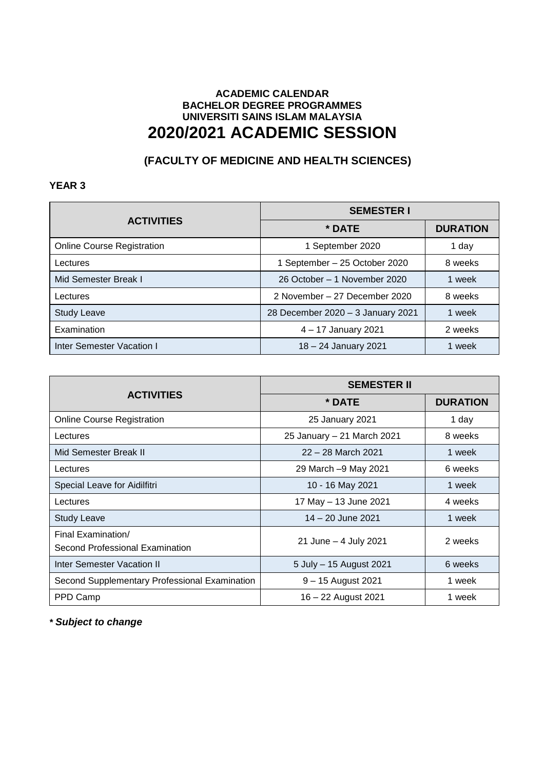**ACADEMIC CALENDAR**
**BACHELOR DEGREE PROGRAMMES**
**UNIVERSITI SAINS ISLAM MALAYSIA**

# 2020/2021 ACADEMIC SESSION

## (FACULTY OF MEDICINE AND HEALTH SCIENCES)

**YEAR 3**

| ACTIVITIES | SEMESTER I | |
|---|---|---|
| | * DATE | DURATION |
| Online Course Registration | 1 September 2020 | 1 day |
| Lectures | 1 September – 25 October 2020 | 8 weeks |
| Mid Semester Break I | 26 October – 1 November 2020 | 1 week |
| Lectures | 2 November – 27 December 2020 | 8 weeks |
| Study Leave | 28 December 2020 – 3 January 2021 | 1 week |
| Examination | 4 – 17 January 2021 | 2 weeks |
| Inter Semester Vacation I | 18 – 24 January 2021 | 1 week |

| ACTIVITIES | SEMESTER II | |
|---|---|---|
| | * DATE | DURATION |
| Online Course Registration | 25 January 2021 | 1 day |
| Lectures | 25 January – 21 March 2021 | 8 weeks |
| Mid Semester Break II | 22 – 28 March 2021 | 1 week |
| Lectures | 29 March –9 May 2021 | 6 weeks |
| Special Leave for Aidilfitri | 10 - 16 May 2021 | 1 week |
| Lectures | 17 May – 13 June 2021 | 4 weeks |
| Study Leave | 14 – 20 June 2021 | 1 week |
| Final Examination/ Second Professional Examination | 21 June – 4 July 2021 | 2 weeks |
| Inter Semester Vacation II | 5 July – 15 August 2021 | 6 weeks |
| Second Supplementary Professional Examination | 9 – 15 August 2021 | 1 week |
| PPD Camp | 16 – 22 August 2021 | 1 week |

***** ***Subject to change***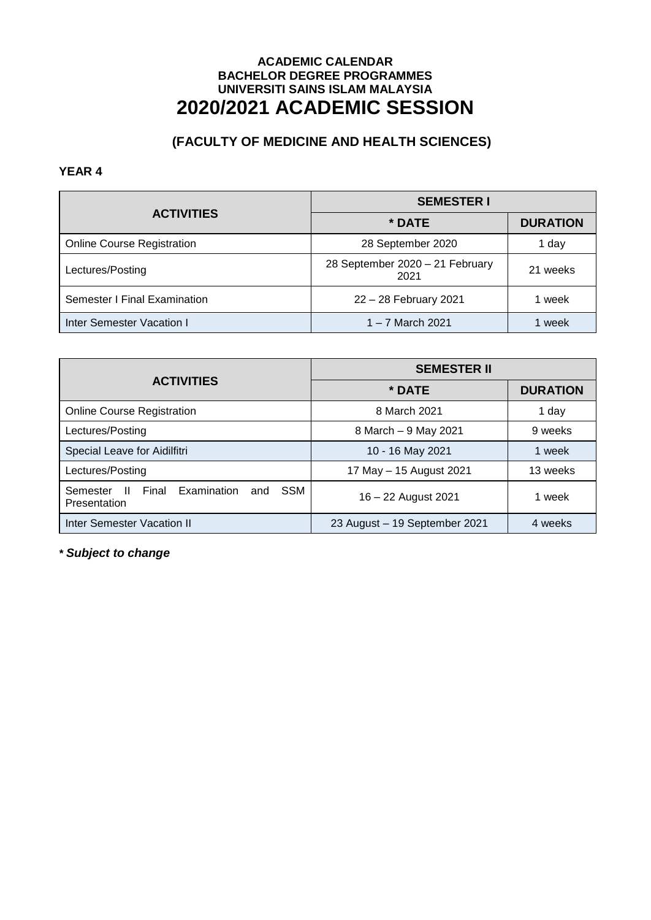**ACADEMIC CALENDAR**
**BACHELOR DEGREE PROGRAMMES**
**UNIVERSITI SAINS ISLAM MALAYSIA**

# 2020/2021 ACADEMIC SESSION

## (FACULTY OF MEDICINE AND HEALTH SCIENCES)

### YEAR 4

| ACTIVITIES | SEMESTER I | |
|---|---|---|
| | **\* DATE** | **DURATION** |
| Online Course Registration | 28 September 2020 | 1 day |
| Lectures/Posting | 28 September 2020 – 21 February 2021 | 21 weeks |
| Semester I Final Examination | 22 – 28 February 2021 | 1 week |
| Inter Semester Vacation I | 1 – 7 March 2021 | 1 week |

| ACTIVITIES | SEMESTER II | |
|---|---|---|
| | **\* DATE** | **DURATION** |
| Online Course Registration | 8 March 2021 | 1 day |
| Lectures/Posting | 8 March – 9 May 2021 | 9 weeks |
| Special Leave for Aidilfitri | 10 - 16 May 2021 | 1 week |
| Lectures/Posting | 17 May – 15 August 2021 | 13 weeks |
| Semester II Final Examination and SSM Presentation | 16 – 22 August 2021 | 1 week |
| Inter Semester Vacation II | 23 August – 19 September 2021 | 4 weeks |

***\* Subject to change***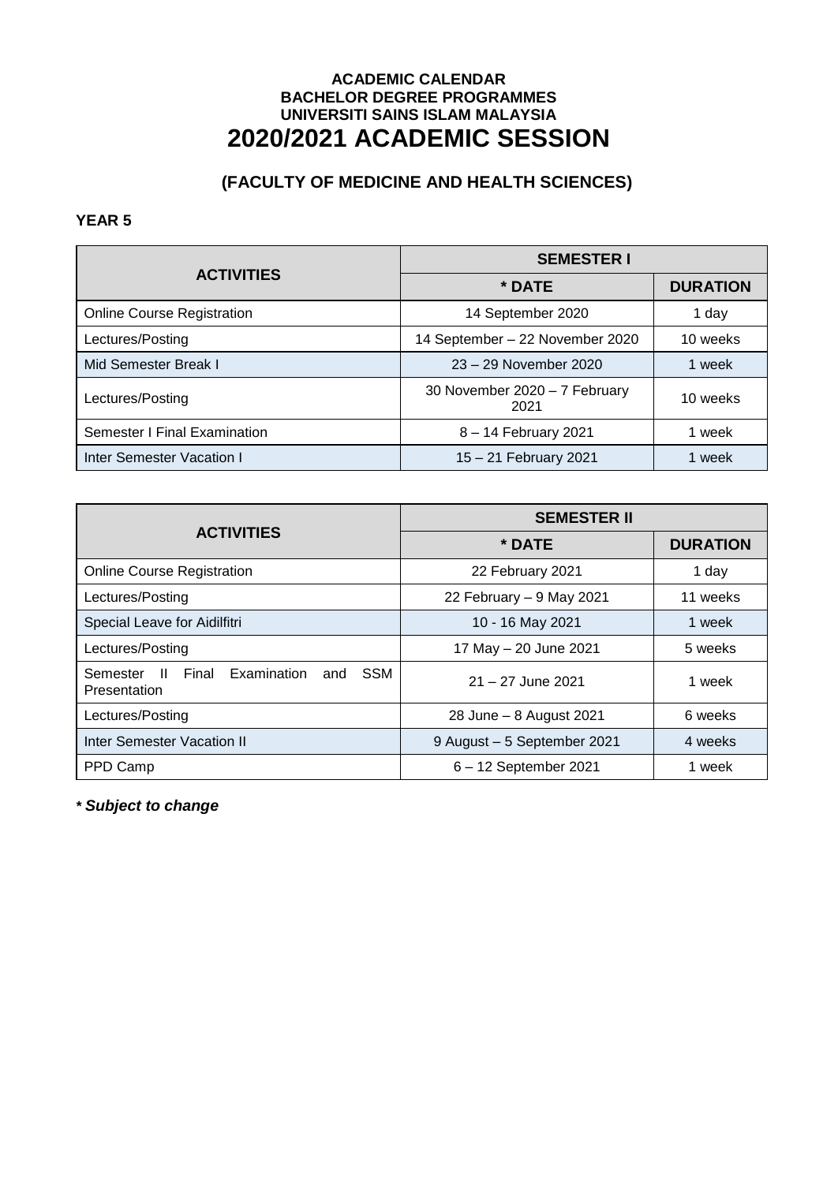**ACADEMIC CALENDAR**
**BACHELOR DEGREE PROGRAMMES**
**UNIVERSITI SAINS ISLAM MALAYSIA**

# 2020/2021 ACADEMIC SESSION

## (FACULTY OF MEDICINE AND HEALTH SCIENCES)

### YEAR 5

| ACTIVITIES | SEMESTER I | |
|---|---|---|
| | * DATE | DURATION |
| Online Course Registration | 14 September 2020 | 1 day |
| Lectures/Posting | 14 September – 22 November 2020 | 10 weeks |
| Mid Semester Break I | 23 – 29 November 2020 | 1 week |
| Lectures/Posting | 30 November 2020 – 7 February 2021 | 10 weeks |
| Semester I Final Examination | 8 – 14 February 2021 | 1 week |
| Inter Semester Vacation I | 15 – 21 February 2021 | 1 week |

| ACTIVITIES | SEMESTER II | |
|---|---|---|
| | * DATE | DURATION |
| Online Course Registration | 22 February 2021 | 1 day |
| Lectures/Posting | 22 February – 9 May 2021 | 11 weeks |
| Special Leave for Aidilfitri | 10 - 16 May 2021 | 1 week |
| Lectures/Posting | 17 May – 20 June 2021 | 5 weeks |
| Semester II Final Examination and SSM Presentation | 21 – 27 June 2021 | 1 week |
| Lectures/Posting | 28 June – 8 August 2021 | 6 weeks |
| Inter Semester Vacation II | 9 August – 5 September 2021 | 4 weeks |
| PPD Camp | 6 – 12 September 2021 | 1 week |

***\* Subject to change***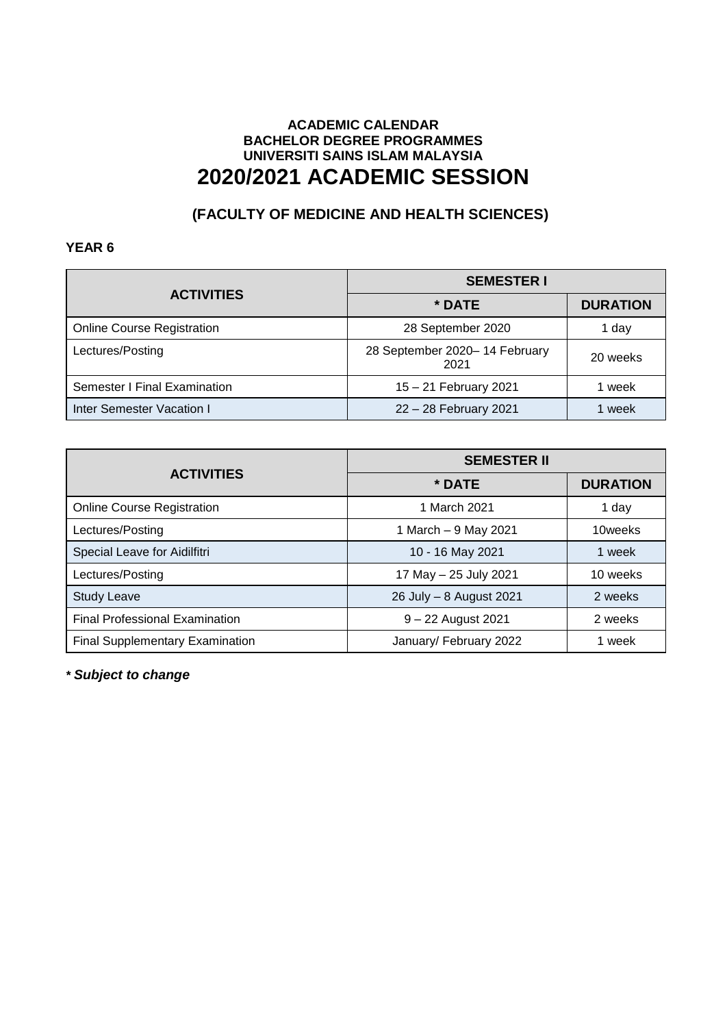**ACADEMIC CALENDAR**
**BACHELOR DEGREE PROGRAMMES**
**UNIVERSITI SAINS ISLAM MALAYSIA**

# 2020/2021 ACADEMIC SESSION

## (FACULTY OF MEDICINE AND HEALTH SCIENCES)

**YEAR 6**

| ACTIVITIES | SEMESTER I | |
|---|---|---|
| | **\* DATE** | **DURATION** |
| Online Course Registration | 28 September 2020 | 1 day |
| Lectures/Posting | 28 September 2020– 14 February 2021 | 20 weeks |
| Semester I Final Examination | 15 – 21 February 2021 | 1 week |
| Inter Semester Vacation I | 22 – 28 February 2021 | 1 week |

| ACTIVITIES | SEMESTER II | |
|---|---|---|
| | **\* DATE** | **DURATION** |
| Online Course Registration | 1 March 2021 | 1 day |
| Lectures/Posting | 1 March – 9 May 2021 | 10weeks |
| Special Leave for Aidilfitri | 10 - 16 May 2021 | 1 week |
| Lectures/Posting | 17 May – 25 July 2021 | 10 weeks |
| Study Leave | 26 July – 8 August 2021 | 2 weeks |
| Final Professional Examination | 9 – 22 August 2021 | 2 weeks |
| Final Supplementary Examination | January/ February 2022 | 1 week |

***\* Subject to change***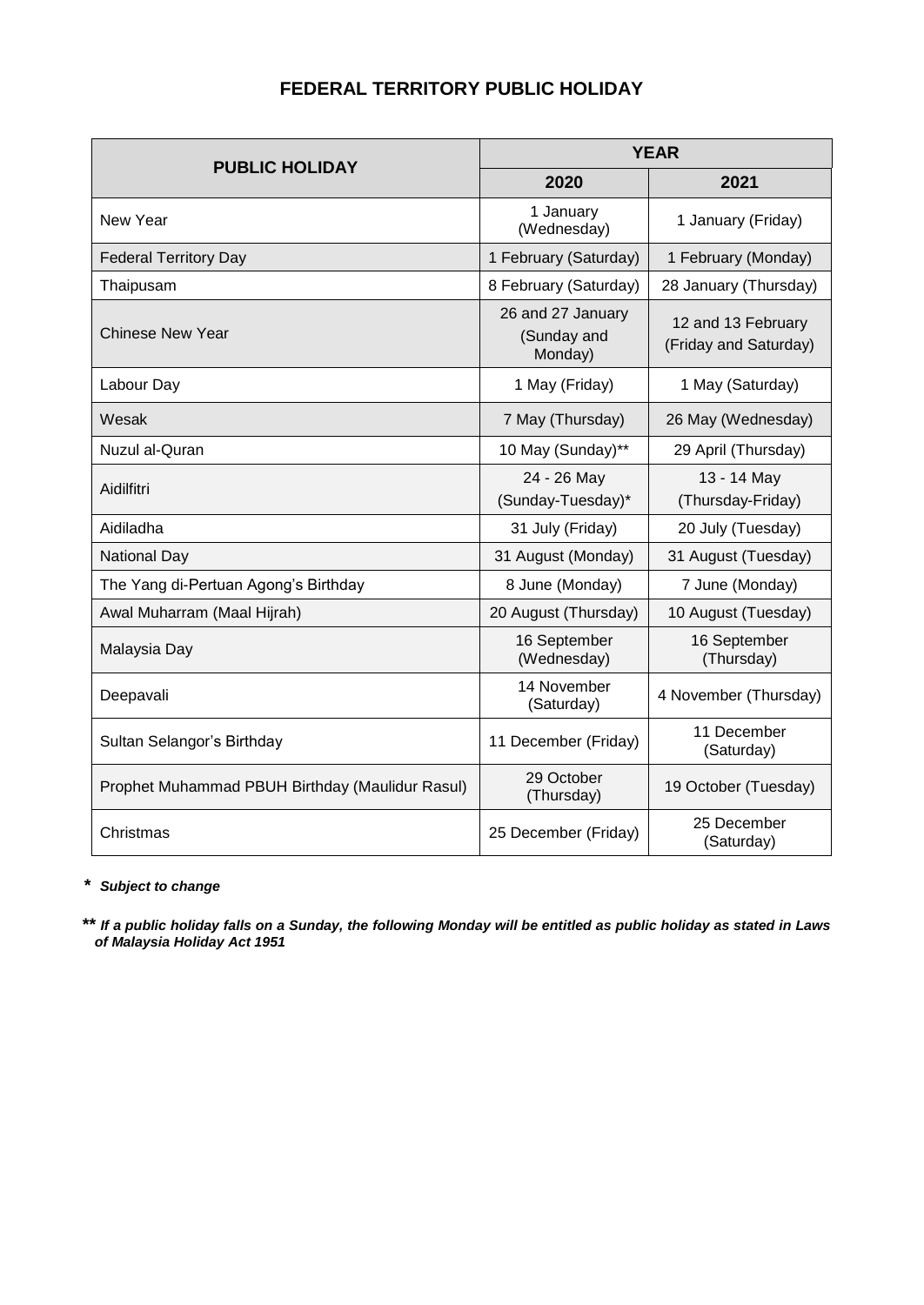# FEDERAL TERRITORY PUBLIC HOLIDAY

| PUBLIC HOLIDAY | YEAR | |
|---|---|---|
| | 2020 | 2021 |
| New Year | 1 January (Wednesday) | 1 January (Friday) |
| Federal Territory Day | 1 February (Saturday) | 1 February (Monday) |
| Thaipusam | 8 February (Saturday) | 28 January (Thursday) |
| Chinese New Year | 26 and 27 January (Sunday and Monday) | 12 and 13 February (Friday and Saturday) |
| Labour Day | 1 May (Friday) | 1 May (Saturday) |
| Wesak | 7 May (Thursday) | 26 May (Wednesday) |
| Nuzul al-Quran | 10 May (Sunday)** | 29 April (Thursday) |
| Aidilfitri | 24 - 26 May (Sunday-Tuesday)* | 13 - 14 May (Thursday-Friday) |
| Aidiladha | 31 July (Friday) | 20 July (Tuesday) |
| National Day | 31 August (Monday) | 31 August (Tuesday) |
| The Yang di-Pertuan Agong's Birthday | 8 June (Monday) | 7 June (Monday) |
| Awal Muharram (Maal Hijrah) | 20 August (Thursday) | 10 August (Tuesday) |
| Malaysia Day | 16 September (Wednesday) | 16 September (Thursday) |
| Deepavali | 14 November (Saturday) | 4 November (Thursday) |
| Sultan Selangor's Birthday | 11 December (Friday) | 11 December (Saturday) |
| Prophet Muhammad PBUH Birthday (Maulidur Rasul) | 29 October (Thursday) | 19 October (Tuesday) |
| Christmas | 25 December (Friday) | 25 December (Saturday) |

*** *Subject to change***

****** ***If a public holiday falls on a Sunday, the following Monday will be entitled as public holiday as stated in Laws of Malaysia Holiday Act 1951***